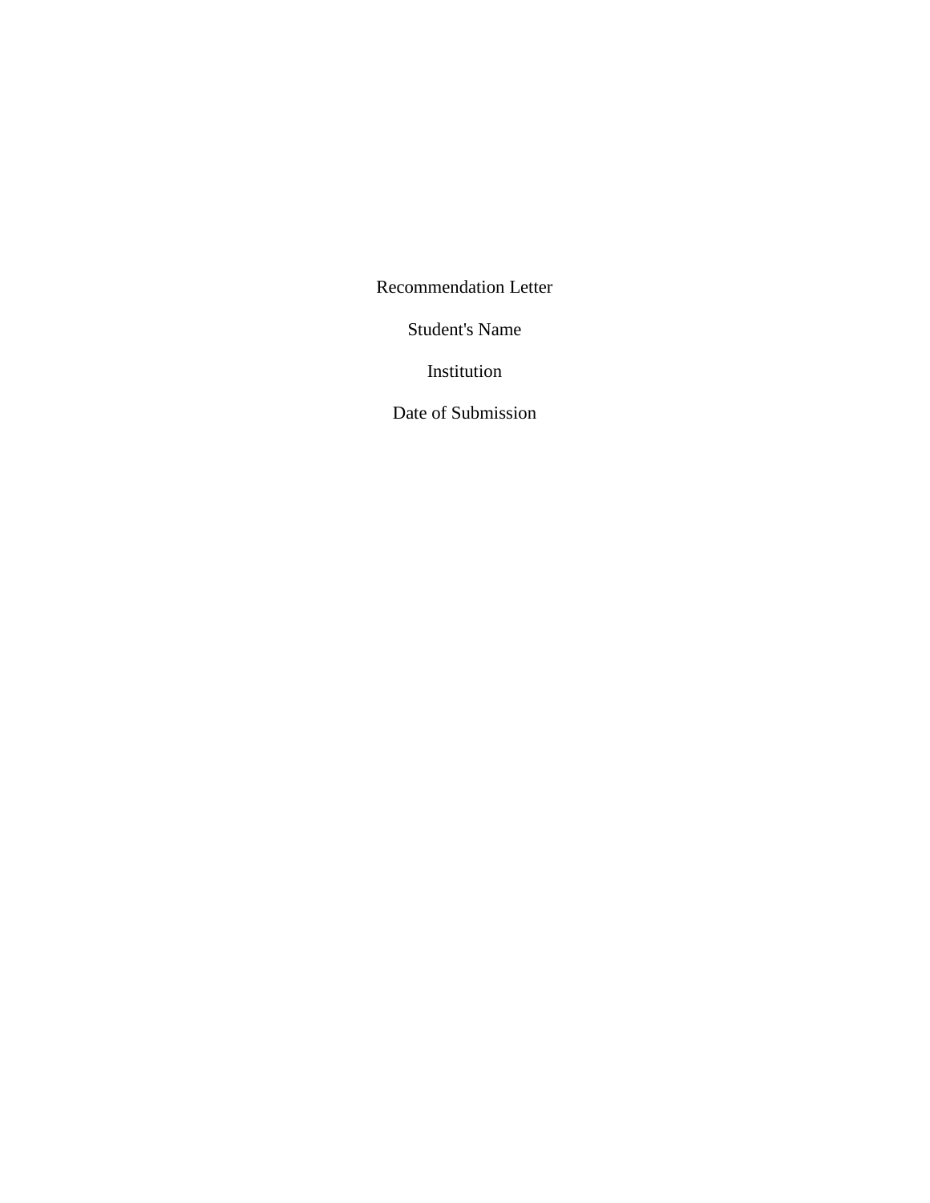Recommendation Letter

Student's Name

Institution

Date of Submission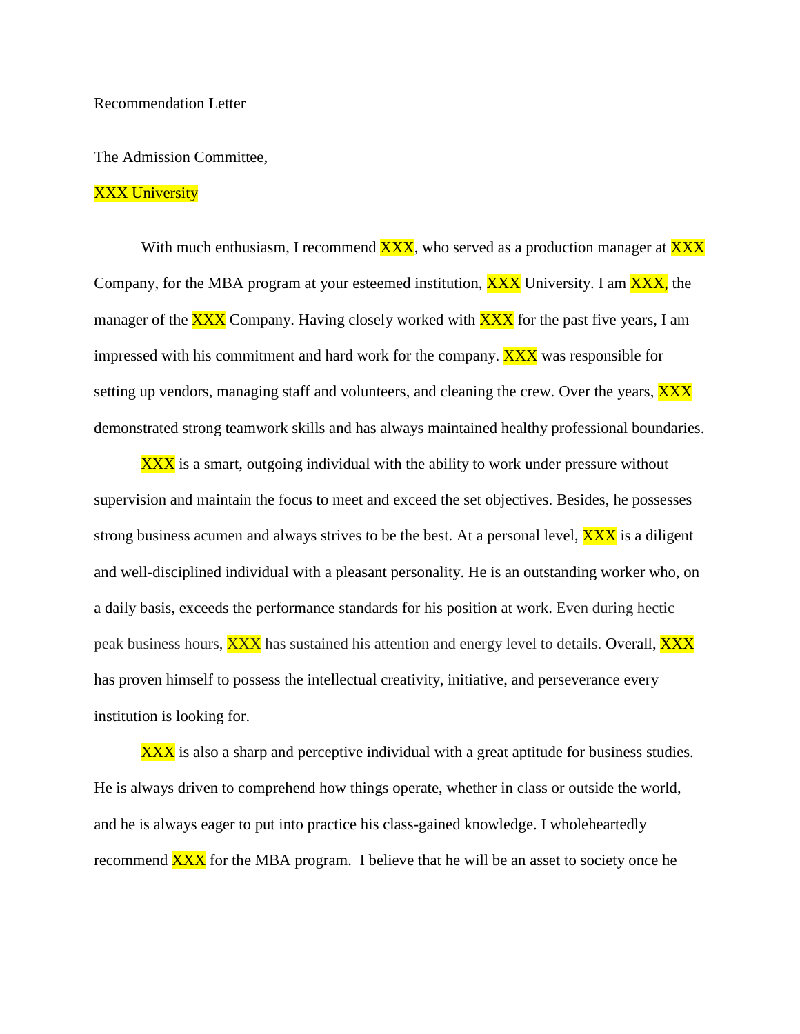Recommendation Letter

The Admission Committee,

XXX University

With much enthusiasm, I recommend XXX, who served as a production manager at XXX Company, for the MBA program at your esteemed institution, XXX University. I am XXX, the manager of the XXX Company. Having closely worked with XXX for the past five years, I am impressed with his commitment and hard work for the company. XXX was responsible for setting up vendors, managing staff and volunteers, and cleaning the crew. Over the years, XXX demonstrated strong teamwork skills and has always maintained healthy professional boundaries.

XXX is a smart, outgoing individual with the ability to work under pressure without supervision and maintain the focus to meet and exceed the set objectives. Besides, he possesses strong business acumen and always strives to be the best. At a personal level, XXX is a diligent and well-disciplined individual with a pleasant personality. He is an outstanding worker who, on a daily basis, exceeds the performance standards for his position at work. Even during hectic peak business hours, XXX has sustained his attention and energy level to details. Overall, XXX has proven himself to possess the intellectual creativity, initiative, and perseverance every institution is looking for.

XXX is also a sharp and perceptive individual with a great aptitude for business studies. He is always driven to comprehend how things operate, whether in class or outside the world, and he is always eager to put into practice his class-gained knowledge. I wholeheartedly recommend XXX for the MBA program. I believe that he will be an asset to society once he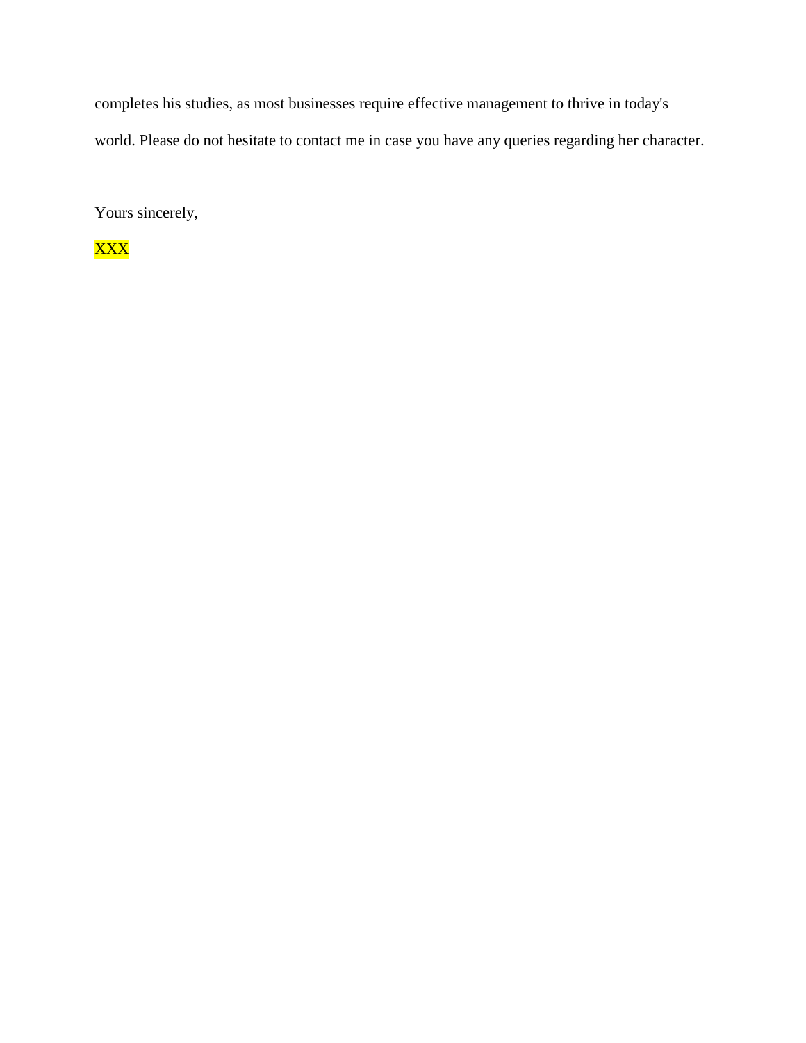completes his studies, as most businesses require effective management to thrive in today's world. Please do not hesitate to contact me in case you have any queries regarding her character.

Yours sincerely,

XXX